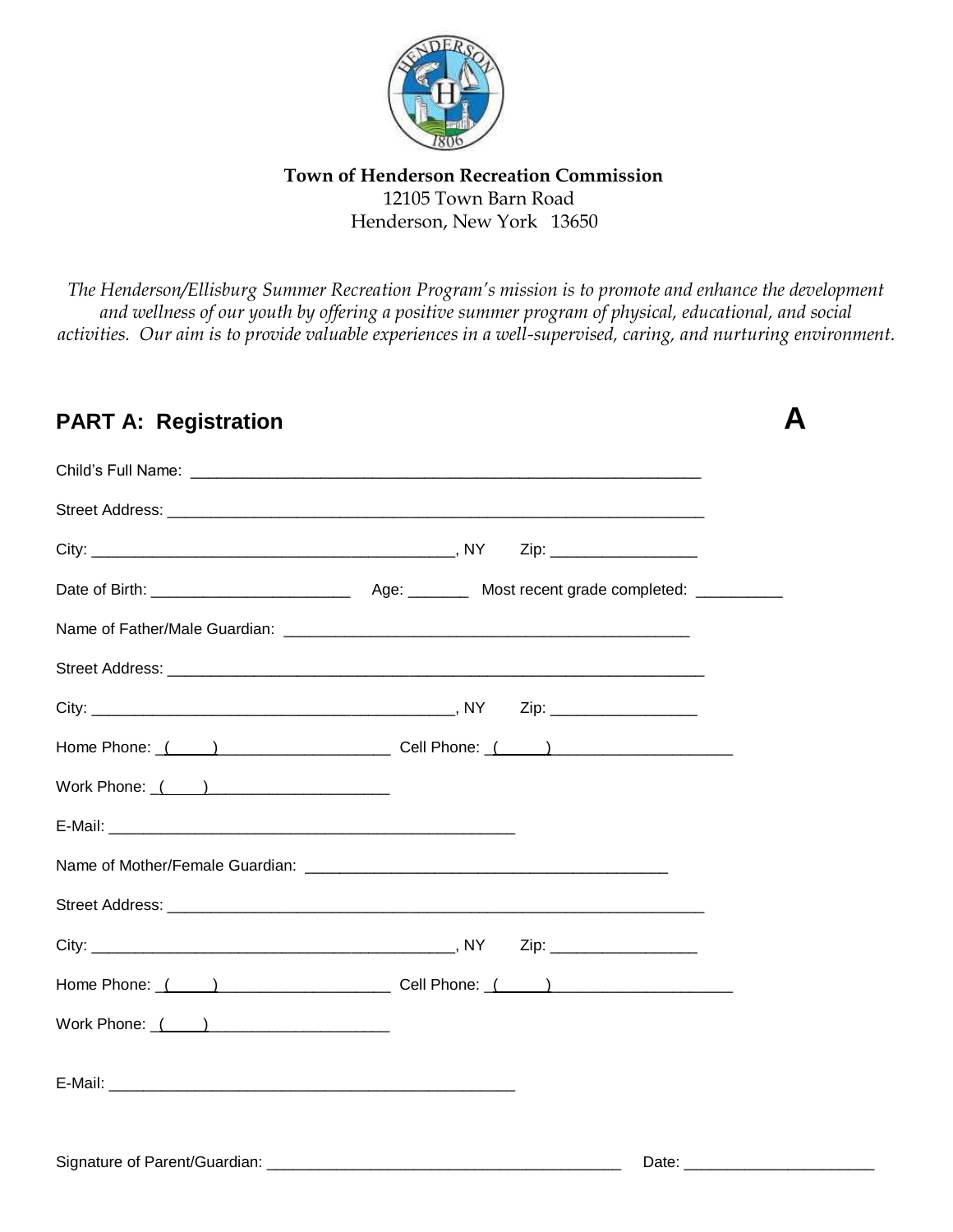**Town of Henderson Recreation Commission**
12105 Town Barn Road
Henderson, New York 13650

*The Henderson/Ellisburg Summer Recreation Program's mission is to promote and enhance the development and wellness of our youth by offering a positive summer program of physical, educational, and social activities. Our aim is to provide valuable experiences in a well-supervised, caring, and nurturing environment.*

## PART A: Registration

**A**

Child's Full Name: ____________________________________________________________

Street Address: ________________________________________________________________

City: ___________________________________________, NY Zip: _________________

Date of Birth: _______________________ Age: _______ Most recent grade completed: __________

Name of Father/Male Guardian: _______________________________________________

Street Address: ________________________________________________________________

City: ___________________________________________, NY Zip: _________________

Home Phone: ( ) ____________________ Cell Phone: ( ) _____________________

Work Phone: ( ) ____________________

E-Mail: ________________________________________________

Name of Mother/Female Guardian: ___________________________________________

Street Address: ________________________________________________________________

City: ___________________________________________, NY Zip: _________________

Home Phone: ( ) ____________________ Cell Phone: ( ) _____________________

Work Phone: ( ) ____________________

E-Mail: ________________________________________________

Signature of Parent/Guardian: _________________________________________ Date: ______________________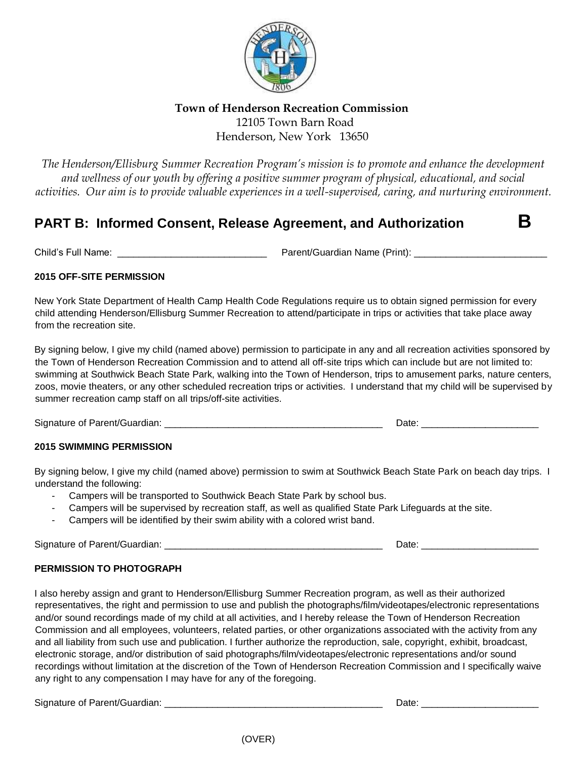**Town of Henderson Recreation Commission**
12105 Town Barn Road
Henderson, New York 13650

*The Henderson/Ellisburg Summer Recreation Program's mission is to promote and enhance the development and wellness of our youth by offering a positive summer program of physical, educational, and social activities. Our aim is to provide valuable experiences in a well-supervised, caring, and nurturing environment.*

## PART B: Informed Consent, Release Agreement, and Authorization **B**

Child's Full Name: ____________________________ Parent/Guardian Name (Print): _________________________

### 2015 OFF-SITE PERMISSION

New York State Department of Health Camp Health Code Regulations require us to obtain signed permission for every child attending Henderson/Ellisburg Summer Recreation to attend/participate in trips or activities that take place away from the recreation site.

By signing below, I give my child (named above) permission to participate in any and all recreation activities sponsored by the Town of Henderson Recreation Commission and to attend all off-site trips which can include but are not limited to: swimming at Southwick Beach State Park, walking into the Town of Henderson, trips to amusement parks, nature centers, zoos, movie theaters, or any other scheduled recreation trips or activities. I understand that my child will be supervised by summer recreation camp staff on all trips/off-site activities.

Signature of Parent/Guardian: _________________________________________ Date: ______________________

### 2015 SWIMMING PERMISSION

By signing below, I give my child (named above) permission to swim at Southwick Beach State Park on beach day trips. I understand the following:

- Campers will be transported to Southwick Beach State Park by school bus.
- Campers will be supervised by recreation staff, as well as qualified State Park Lifeguards at the site.
- Campers will be identified by their swim ability with a colored wrist band.

Signature of Parent/Guardian: _________________________________________ Date: ______________________

### PERMISSION TO PHOTOGRAPH

I also hereby assign and grant to Henderson/Ellisburg Summer Recreation program, as well as their authorized representatives, the right and permission to use and publish the photographs/film/videotapes/electronic representations and/or sound recordings made of my child at all activities, and I hereby release the Town of Henderson Recreation Commission and all employees, volunteers, related parties, or other organizations associated with the activity from any and all liability from such use and publication. I further authorize the reproduction, sale, copyright, exhibit, broadcast, electronic storage, and/or distribution of said photographs/film/videotapes/electronic representations and/or sound recordings without limitation at the discretion of the Town of Henderson Recreation Commission and I specifically waive any right to any compensation I may have for any of the foregoing.

Signature of Parent/Guardian: _________________________________________ Date: ______________________

(OVER)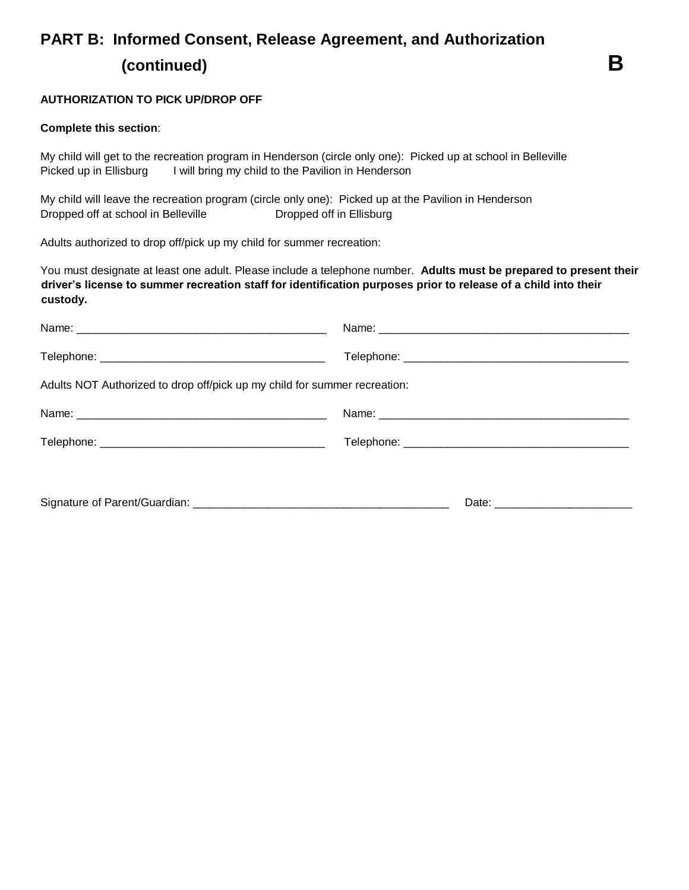# PART B: Informed Consent, Release Agreement, and Authorization (continued)

**B**

**AUTHORIZATION TO PICK UP/DROP OFF**

**Complete this section**:

My child will get to the recreation program in Henderson (circle only one): Picked up at school in Belleville
Picked up in Ellisburg I will bring my child to the Pavilion in Henderson

My child will leave the recreation program (circle only one): Picked up at the Pavilion in Henderson
Dropped off at school in Belleville Dropped off in Ellisburg

Adults authorized to drop off/pick up my child for summer recreation:

You must designate at least one adult. Please include a telephone number. **Adults must be prepared to present their driver's license to summer recreation staff for identification purposes prior to release of a child into their custody.**

Name: ________________________________________ Name: ________________________________________

Telephone: ____________________________________ Telephone: ____________________________________

Adults NOT Authorized to drop off/pick up my child for summer recreation:

Name: ________________________________________ Name: ________________________________________

Telephone: ____________________________________ Telephone: ____________________________________

Signature of Parent/Guardian: __________________________________________ Date: ______________________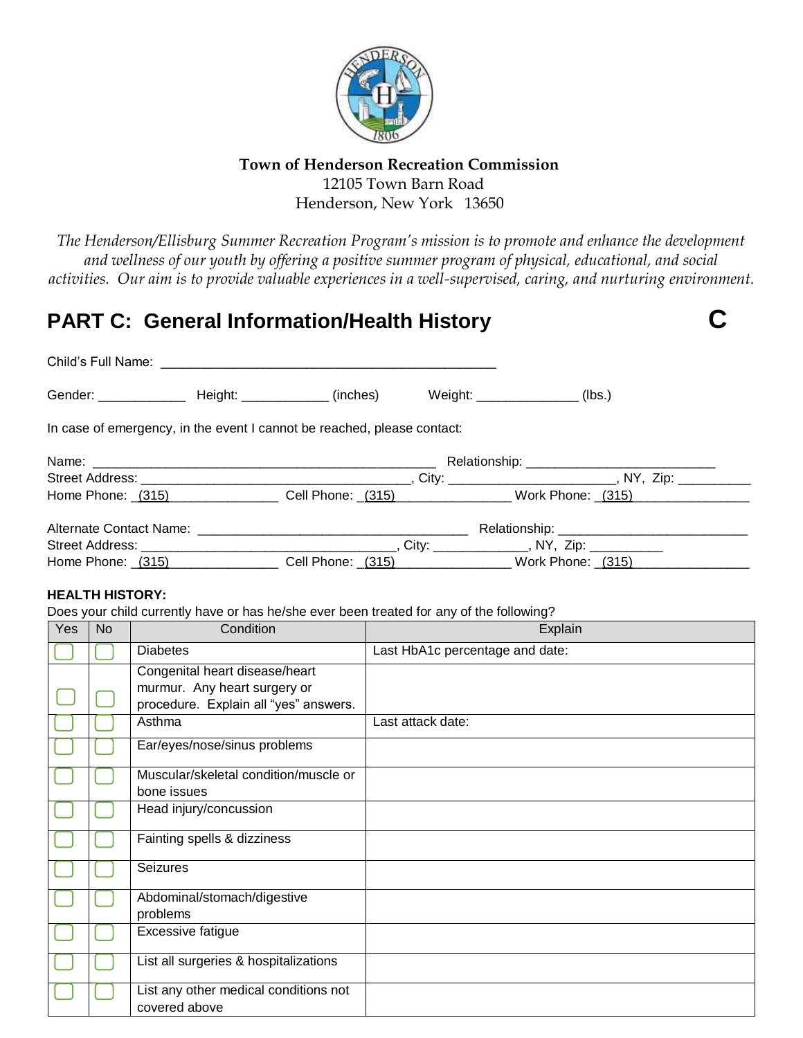**Town of Henderson Recreation Commission**
12105 Town Barn Road
Henderson, New York 13650

*The Henderson/Ellisburg Summer Recreation Program's mission is to promote and enhance the development and wellness of our youth by offering a positive summer program of physical, educational, and social activities. Our aim is to provide valuable experiences in a well-supervised, caring, and nurturing environment.*

# PART C: General Information/Health History

**C**

Child's Full Name: _______________________________________________

Gender: ____________ Height: ____________ (inches) Weight: ______________ (lbs.)

In case of emergency, in the event I cannot be reached, please contact:

Name: ________________________________________________ Relationship: __________________________
Street Address: ______________________________________, City: ______________________, NY, Zip: __________
Home Phone: (315)_______________ Cell Phone: (315)_______________ Work Phone: (315)_______________

Alternate Contact Name: ______________________________________ Relationship: __________________________
Street Address: ____________________________________, City: _____________, NY, Zip: __________
Home Phone: (315)_______________ Cell Phone: (315)_______________ Work Phone: (315)_______________

**HEALTH HISTORY:**

Does your child currently have or has he/she ever been treated for any of the following?

| Yes | No | Condition | Explain |
|---|---|---|---|
| ☐ | ☐ | Diabetes | Last HbA1c percentage and date: |
| ☐ | ☐ | Congenital heart disease/heart murmur. Any heart surgery or procedure. Explain all "yes" answers. | |
| ☐ | ☐ | Asthma | Last attack date: |
| ☐ | ☐ | Ear/eyes/nose/sinus problems | |
| ☐ | ☐ | Muscular/skeletal condition/muscle or bone issues | |
| ☐ | ☐ | Head injury/concussion | |
| ☐ | ☐ | Fainting spells & dizziness | |
| ☐ | ☐ | Seizures | |
| ☐ | ☐ | Abdominal/stomach/digestive problems | |
| ☐ | ☐ | Excessive fatigue | |
| ☐ | ☐ | List all surgeries & hospitalizations | |
| ☐ | ☐ | List any other medical conditions not covered above | |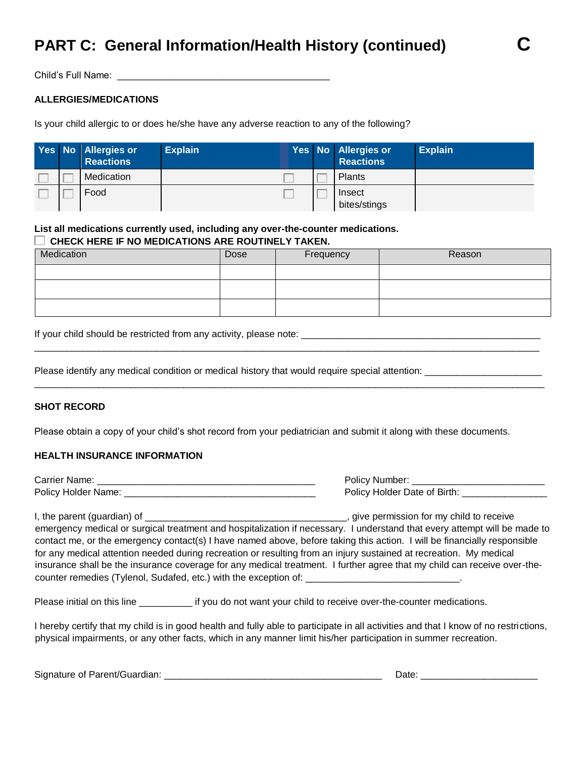# PART C: General Information/Health History (continued) C

Child's Full Name: ________________________________________

**ALLERGIES/MEDICATIONS**

Is your child allergic to or does he/she have any adverse reaction to any of the following?

| Yes | No | Allergies or Reactions | Explain | Yes | No | Allergies or Reactions | Explain |
|---|---|---|---|---|---|---|---|
| ☐ | ☐ | Medication | | ☐ | ☐ | Plants | |
| ☐ | ☐ | Food | | ☐ | ☐ | Insect bites/stings | |

**List all medications currently used, including any over-the-counter medications.**

☐ **CHECK HERE IF NO MEDICATIONS ARE ROUTINELY TAKEN.**

| Medication | Dose | Frequency | Reason |
|---|---|---|---|
| | | | |
| | | | |
| | | | |

If your child should be restricted from any activity, please note: ______________________________________________
______________________________________________________________________________________________

Please identify any medical condition or medical history that would require special attention: _____________________
______________________________________________________________________________________________

**SHOT RECORD**

Please obtain a copy of your child's shot record from your pediatrician and submit it along with these documents.

**HEALTH INSURANCE INFORMATION**

Carrier Name: __________________________________________ Policy Number: _________________________

Policy Holder Name: _____________________________________ Policy Holder Date of Birth: _______________

I, the parent (guardian) of _______________________________________, give permission for my child to receive emergency medical or surgical treatment and hospitalization if necessary. I understand that every attempt will be made to contact me, or the emergency contact(s) I have named above, before taking this action. I will be financially responsible for any medical attention needed during recreation or resulting from an injury sustained at recreation. My medical insurance shall be the insurance coverage for any medical treatment. I further agree that my child can receive over-the-counter remedies (Tylenol, Sudafed, etc.) with the exception of: _____________________________.

Please initial on this line __________ if you do not want your child to receive over-the-counter medications.

I hereby certify that my child is in good health and fully able to participate in all activities and that I know of no restrictions, physical impairments, or any other facts, which in any manner limit his/her participation in summer recreation.

Signature of Parent/Guardian: __________________________________________ Date: ______________________